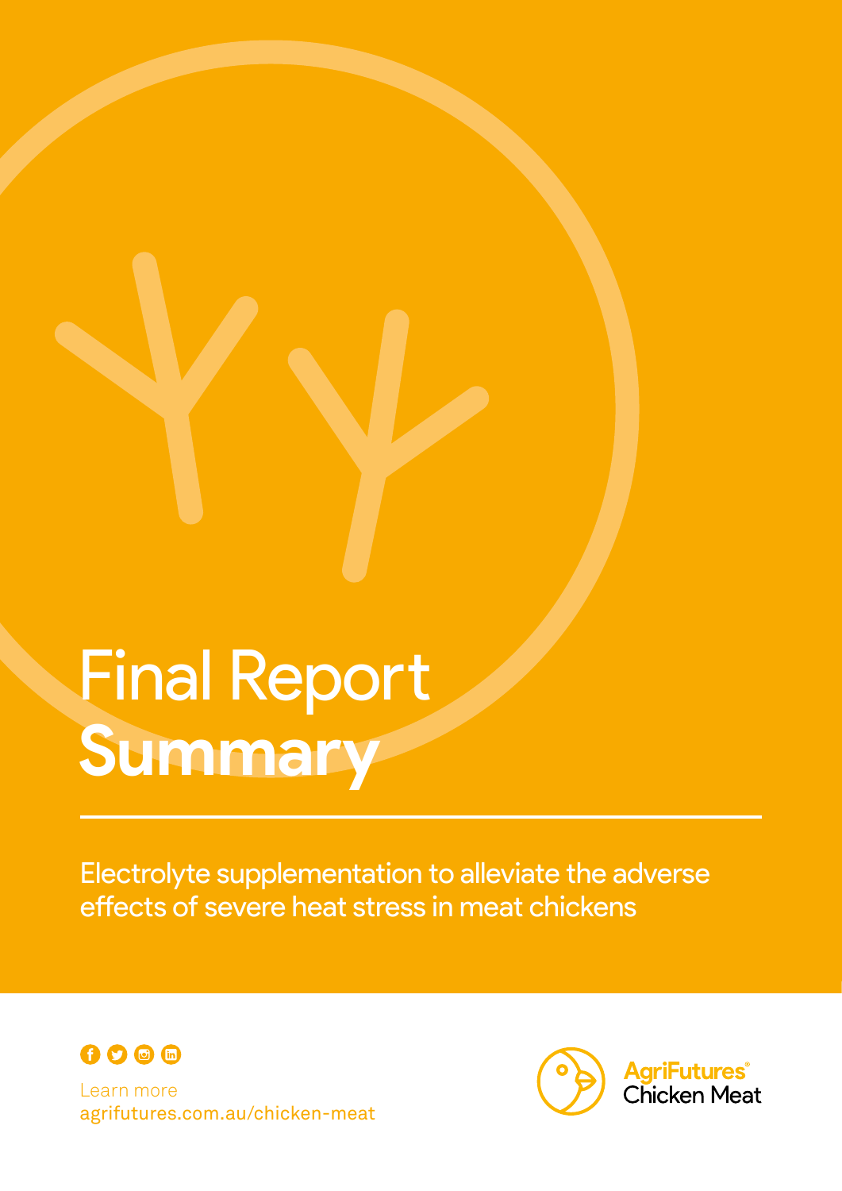# Final Report **Summary**

Electrolyte supplementation to alleviate the adverse effects of severe heat stress in meat chickens

Learn more
agrifutures.com.au/chicken-meat

AgriFutures® Chicken Meat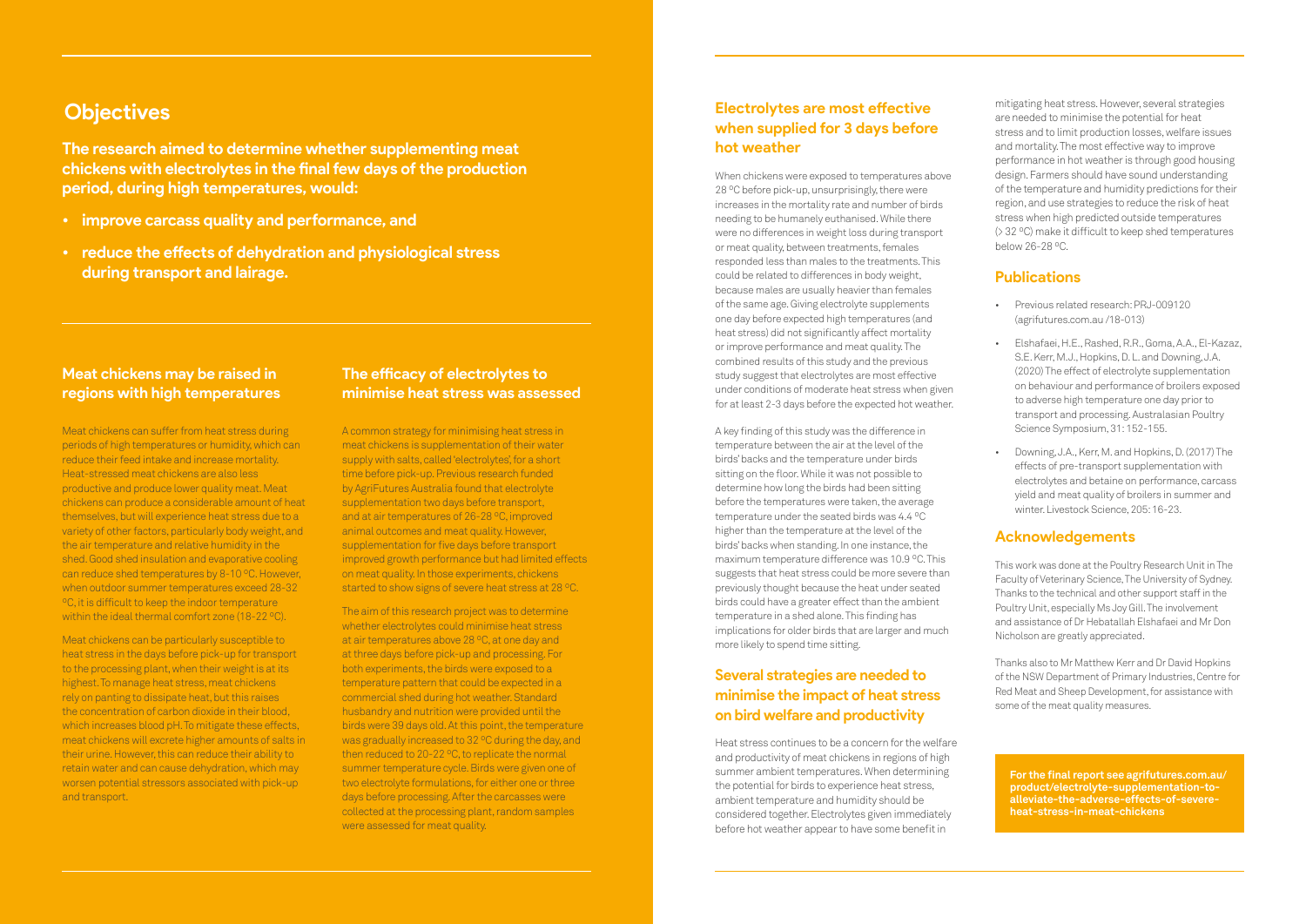## Objectives

**The research aimed to determine whether supplementing meat chickens with electrolytes in the final few days of the production period, during high temperatures, would:**

- **improve carcass quality and performance, and**
- **reduce the effects of dehydration and physiological stress during transport and lairage.**

### Meat chickens may be raised in regions with high temperatures

Meat chickens can suffer from heat stress during periods of high temperatures or humidity, which can reduce their feed intake and increase mortality. Heat-stressed meat chickens are also less productive and produce lower quality meat. Meat chickens can produce a considerable amount of heat themselves, but will experience heat stress due to a variety of other factors, particularly body weight, and the air temperature and relative humidity in the shed. Good shed insulation and evaporative cooling can reduce shed temperatures by 8-10 ºC. However, when outdoor summer temperatures exceed 28-32 ºC, it is difficult to keep the indoor temperature within the ideal thermal comfort zone (18-22 ºC).

Meat chickens can be particularly susceptible to heat stress in the days before pick-up for transport to the processing plant, when their weight is at its highest. To manage heat stress, meat chickens rely on panting to dissipate heat, but this raises the concentration of carbon dioxide in their blood, which increases blood pH. To mitigate these effects, meat chickens will excrete higher amounts of salts in their urine. However, this can reduce their ability to retain water and can cause dehydration, which may worsen potential stressors associated with pick-up and transport.

### The efficacy of electrolytes to minimise heat stress was assessed

A common strategy for minimising heat stress in meat chickens is supplementation of their water supply with salts, called 'electrolytes', for a short time before pick-up. Previous research funded by AgriFutures Australia found that electrolyte supplementation two days before transport, and at air temperatures of 26-28 ºC, improved animal outcomes and meat quality. However, supplementation for five days before transport improved growth performance but had limited effects on meat quality. In those experiments, chickens started to show signs of severe heat stress at 28 ºC.

The aim of this research project was to determine whether electrolytes could minimise heat stress at air temperatures above 28 ºC, at one day and at three days before pick-up and processing. For both experiments, the birds were exposed to a temperature pattern that could be expected in a commercial shed during hot weather. Standard husbandry and nutrition were provided until the birds were 39 days old. At this point, the temperature was gradually increased to 32 ºC during the day, and then reduced to 20-22 ºC, to replicate the normal summer temperature cycle. Birds were given one of two electrolyte formulations, for either one or three days before processing. After the carcasses were collected at the processing plant, random samples were assessed for meat quality.

### Electrolytes are most effective when supplied for 3 days before hot weather

When chickens were exposed to temperatures above 28 ºC before pick-up, unsurprisingly, there were increases in the mortality rate and number of birds needing to be humanely euthanised. While there were no differences in weight loss during transport or meat quality, between treatments, females responded less than males to the treatments. This could be related to differences in body weight, because males are usually heavier than females of the same age. Giving electrolyte supplements one day before expected high temperatures (and heat stress) did not significantly affect mortality or improve performance and meat quality. The combined results of this study and the previous study suggest that electrolytes are most effective under conditions of moderate heat stress when given for at least 2-3 days before the expected hot weather.

A key finding of this study was the difference in temperature between the air at the level of the birds' backs and the temperature under birds sitting on the floor. While it was not possible to determine how long the birds had been sitting before the temperatures were taken, the average temperature under the seated birds was 4.4 ºC higher than the temperature at the level of the birds' backs when standing. In one instance, the maximum temperature difference was 10.9 ºC. This suggests that heat stress could be more severe than previously thought because the heat under seated birds could have a greater effect than the ambient temperature in a shed alone. This finding has implications for older birds that are larger and much more likely to spend time sitting.

### Several strategies are needed to minimise the impact of heat stress on bird welfare and productivity

Heat stress continues to be a concern for the welfare and productivity of meat chickens in regions of high summer ambient temperatures. When determining the potential for birds to experience heat stress, ambient temperature and humidity should be considered together. Electrolytes given immediately before hot weather appear to have some benefit in mitigating heat stress. However, several strategies are needed to minimise the potential for heat stress and to limit production losses, welfare issues and mortality. The most effective way to improve performance in hot weather is through good housing design. Farmers should have sound understanding of the temperature and humidity predictions for their region, and use strategies to reduce the risk of heat stress when high predicted outside temperatures (> 32 ºC) make it difficult to keep shed temperatures below 26-28 ºC.

### Publications

- Previous related research: PRJ-009120 (agrifutures.com.au /18-013)
- Elshafaei, H.E., Rashed, R.R., Goma, A.A., El-Kazaz, S.E. Kerr, M.J., Hopkins, D. L. and Downing, J.A. (2020) The effect of electrolyte supplementation on behaviour and performance of broilers exposed to adverse high temperature one day prior to transport and processing. Australasian Poultry Science Symposium, 31: 152-155.
- Downing, J.A., Kerr, M. and Hopkins, D. (2017) The effects of pre-transport supplementation with electrolytes and betaine on performance, carcass yield and meat quality of broilers in summer and winter. Livestock Science, 205: 16-23.

### Acknowledgements

This work was done at the Poultry Research Unit in The Faculty of Veterinary Science, The University of Sydney. Thanks to the technical and other support staff in the Poultry Unit, especially Ms Joy Gill. The involvement and assistance of Dr Hebatallah Elshafaei and Mr Don Nicholson are greatly appreciated.

Thanks also to Mr Matthew Kerr and Dr David Hopkins of the NSW Department of Primary Industries, Centre for Red Meat and Sheep Development, for assistance with some of the meat quality measures.

**For the final report see agrifutures.com.au/product/electrolyte-supplementation-to-alleviate-the-adverse-effects-of-severe-heat-stress-in-meat-chickens**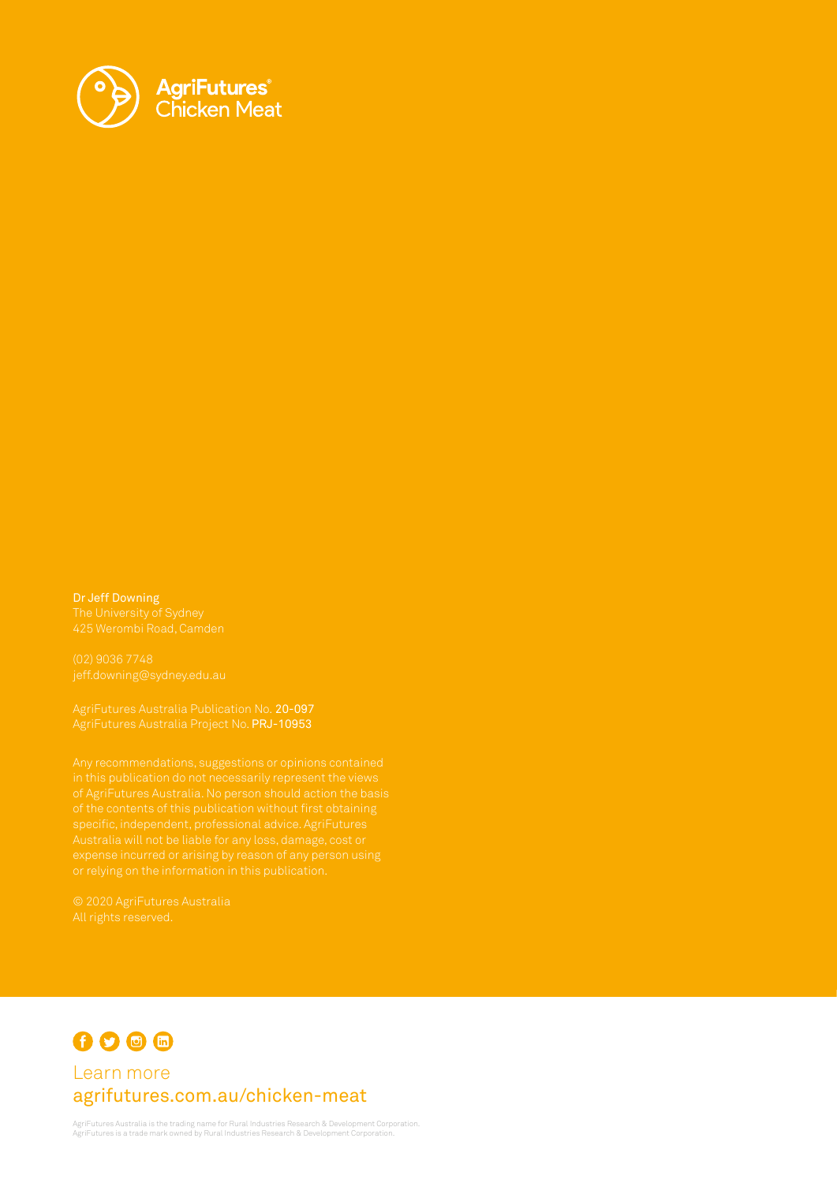AgriFutures®
Chicken Meat

**Dr Jeff Downing**
The University of Sydney
425 Werombi Road, Camden

(02) 9036 7748
jeff.downing@sydney.edu.au

AgriFutures Australia Publication No. **20-097**
AgriFutures Australia Project No. **PRJ-10953**

Any recommendations, suggestions or opinions contained in this publication do not necessarily represent the views of AgriFutures Australia. No person should action the basis of the contents of this publication without first obtaining specific, independent, professional advice. AgriFutures Australia will not be liable for any loss, damage, cost or expense incurred or arising by reason of any person using or relying on the information in this publication.

© 2020 AgriFutures Australia
All rights reserved.

Learn more
agrifutures.com.au/chicken-meat

AgriFutures Australia is the trading name for Rural Industries Research & Development Corporation.
AgriFutures is a trade mark owned by Rural Industries Research & Development Corporation.